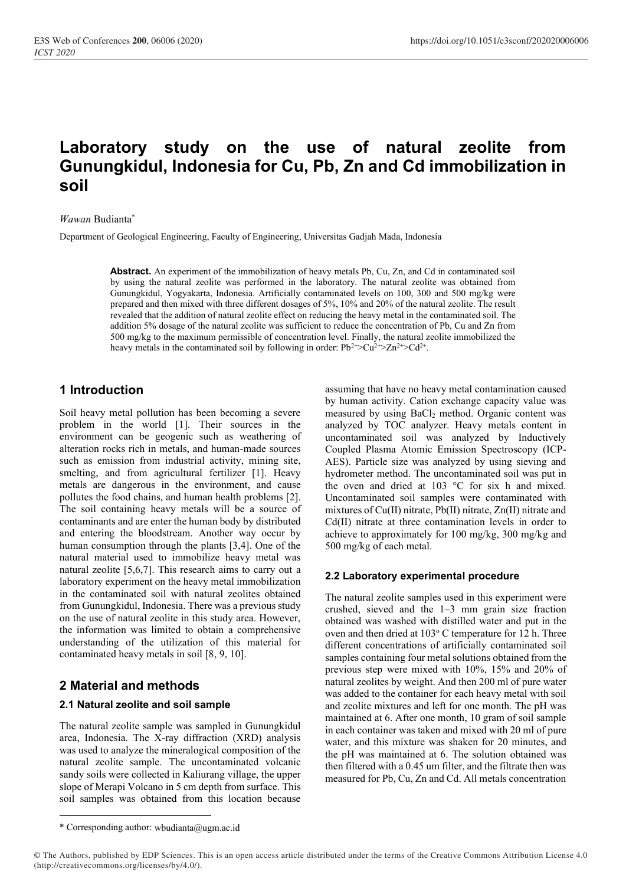# Laboratory study on the use of natural zeolite from Gunungkidul, Indonesia for Cu, Pb, Zn and Cd immobilization in soil

*Wawan* Budianta*

Department of Geological Engineering, Faculty of Engineering, Universitas Gadjah Mada, Indonesia

**Abstract.** An experiment of the immobilization of heavy metals Pb, Cu, Zn, and Cd in contaminated soil by using the natural zeolite was performed in the laboratory. The natural zeolite was obtained from Gunungkidul, Yogyakarta, Indonesia. Artificially contaminated levels on 100, 300 and 500 mg/kg were prepared and then mixed with three different dosages of 5%, 10% and 20% of the natural zeolite. The result revealed that the addition of natural zeolite effect on reducing the heavy metal in the contaminated soil. The addition 5% dosage of the natural zeolite was sufficient to reduce the concentration of Pb, Cu and Zn from 500 mg/kg to the maximum permissible of concentration level. Finally, the natural zeolite immobilized the heavy metals in the contaminated soil by following in order: $Pb^{2+}>Cu^{2+}>Zn^{2+}>Cd^{2+}$.

## 1 Introduction

Soil heavy metal pollution has been becoming a severe problem in the world [1]. Their sources in the environment can be geogenic such as weathering of alteration rocks rich in metals, and human-made sources such as emission from industrial activity, mining site, smelting, and from agricultural fertilizer [1]. Heavy metals are dangerous in the environment, and cause pollutes the food chains, and human health problems [2]. The soil containing heavy metals will be a source of contaminants and are enter the human body by distributed and entering the bloodstream. Another way occur by human consumption through the plants [3,4]. One of the natural material used to immobilize heavy metal was natural zeolite [5,6,7]. This research aims to carry out a laboratory experiment on the heavy metal immobilization in the contaminated soil with natural zeolites obtained from Gunungkidul, Indonesia. There was a previous study on the use of natural zeolite in this study area. However, the information was limited to obtain a comprehensive understanding of the utilization of this material for contaminated heavy metals in soil [8, 9, 10].

## 2 Material and methods

### 2.1 Natural zeolite and soil sample

The natural zeolite sample was sampled in Gunungkidul area, Indonesia. The X-ray diffraction (XRD) analysis was used to analyze the mineralogical composition of the natural zeolite sample. The uncontaminated volcanic sandy soils were collected in Kaliurang village, the upper slope of Merapi Volcano in 5 cm depth from surface. This soil samples was obtained from this location because assuming that have no heavy metal contamination caused by human activity. Cation exchange capacity value was measured by using $BaCl_2$ method. Organic content was analyzed by TOC analyzer. Heavy metals content in uncontaminated soil was analyzed by Inductively Coupled Plasma Atomic Emission Spectroscopy (ICP-AES). Particle size was analyzed by using sieving and hydrometer method. The uncontaminated soil was put in the oven and dried at 103 °C for six h and mixed. Uncontaminated soil samples were contaminated with mixtures of Cu(II) nitrate, Pb(II) nitrate, Zn(II) nitrate and Cd(II) nitrate at three contamination levels in order to achieve to approximately for 100 mg/kg, 300 mg/kg and 500 mg/kg of each metal.

### 2.2 Laboratory experimental procedure

The natural zeolite samples used in this experiment were crushed, sieved and the 1–3 mm grain size fraction obtained was washed with distilled water and put in the oven and then dried at 103° C temperature for 12 h. Three different concentrations of artificially contaminated soil samples containing four metal solutions obtained from the previous step were mixed with 10%, 15% and 20% of natural zeolites by weight. And then 200 ml of pure water was added to the container for each heavy metal with soil and zeolite mixtures and left for one month. The pH was maintained at 6. After one month, 10 gram of soil sample in each container was taken and mixed with 20 ml of pure water, and this mixture was shaken for 20 minutes, and the pH was maintained at 6. The solution obtained was then filtered with a 0.45 um filter, and the filtrate then was measured for Pb, Cu, Zn and Cd. All metals concentration

* Corresponding author: wbudianta@ugm.ac.id

© The Authors, published by EDP Sciences. This is an open access article distributed under the terms of the Creative Commons Attribution License 4.0 (http://creativecommons.org/licenses/by/4.0/).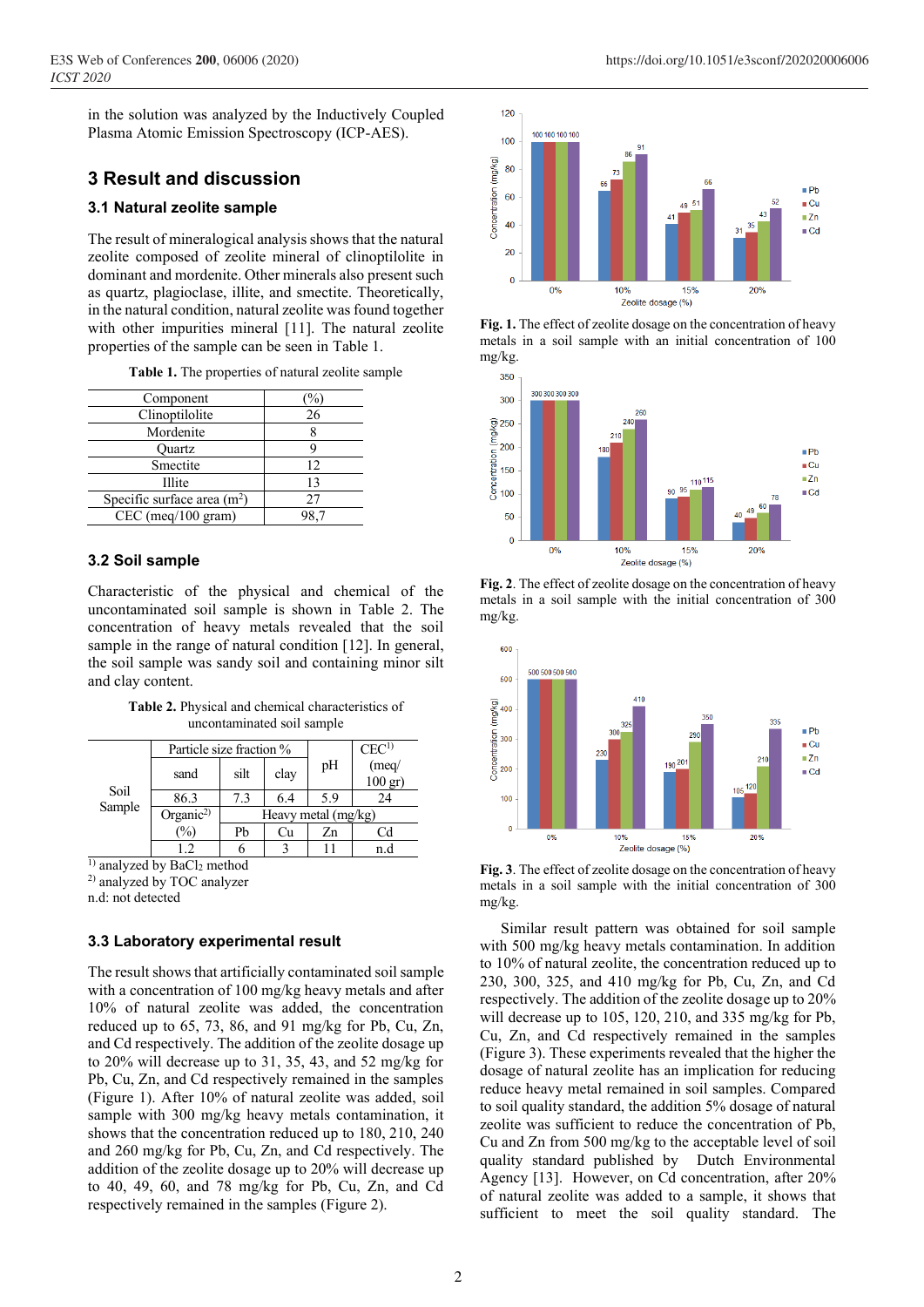in the solution was analyzed by the Inductively Coupled Plasma Atomic Emission Spectroscopy (ICP-AES).

## 3 Result and discussion

### 3.1 Natural zeolite sample

The result of mineralogical analysis shows that the natural zeolite composed of zeolite mineral of clinoptilolite in dominant and mordenite. Other minerals also present such as quartz, plagioclase, illite, and smectite. Theoretically, in the natural condition, natural zeolite was found together with other impurities mineral [11]. The natural zeolite properties of the sample can be seen in Table 1.

**Table 1.** The properties of natural zeolite sample

| Component | (%) |
|---|---|
| Clinoptilolite | 26 |
| Mordenite | 8 |
| Quartz | 9 |
| Smectite | 12 |
| Illite | 13 |
| Specific surface area ($m^2$) | 27 |
| CEC (meq/100 gram) | 98,7 |

### 3.2 Soil sample

Characteristic of the physical and chemical of the uncontaminated soil sample is shown in Table 2. The concentration of heavy metals revealed that the soil sample in the range of natural condition [12]. In general, the soil sample was sandy soil and containing minor silt and clay content.

**Table 2.** Physical and chemical characteristics of uncontaminated soil sample

| | Particle size fraction % | | | pH | CEC[1] (meq/ 100 gr) |
|---|---|---|---|---|---|
| | sand | silt | clay | | |
| Soil Sample | 86.3 | 7.3 | 6.4 | 5.9 | 24 |
| | Organic[2] (%) | Heavy metal (mg/kg) | | | |
| | | Pb | Cu | Zn | Cd |
| | 1.2 | 6 | 3 | 11 | n.d |

[1] analyzed by $BaCl_2$ method
[2] analyzed by TOC analyzer
n.d: not detected

### 3.3 Laboratory experimental result

The result shows that artificially contaminated soil sample with a concentration of 100 mg/kg heavy metals and after 10% of natural zeolite was added, the concentration reduced up to 65, 73, 86, and 91 mg/kg for Pb, Cu, Zn, and Cd respectively. The addition of the zeolite dosage up to 20% will decrease up to 31, 35, 43, and 52 mg/kg for Pb, Cu, Zn, and Cd respectively remained in the samples (Figure 1). After 10% of natural zeolite was added, soil sample with 300 mg/kg heavy metals contamination, it shows that the concentration reduced up to 180, 210, 240 and 260 mg/kg for Pb, Cu, Zn, and Cd respectively. The addition of the zeolite dosage up to 20% will decrease up to 40, 49, 60, and 78 mg/kg for Pb, Cu, Zn, and Cd respectively remained in the samples (Figure 2).

**Fig. 1.** The effect of zeolite dosage on the concentration of heavy metals in a soil sample with an initial concentration of 100 mg/kg.

**Fig. 2**. The effect of zeolite dosage on the concentration of heavy metals in a soil sample with the initial concentration of 300 mg/kg.

**Fig. 3**. The effect of zeolite dosage on the concentration of heavy metals in a soil sample with the initial concentration of 300 mg/kg.

Similar result pattern was obtained for soil sample with 500 mg/kg heavy metals contamination. In addition to 10% of natural zeolite, the concentration reduced up to 230, 300, 325, and 410 mg/kg for Pb, Cu, Zn, and Cd respectively. The addition of the zeolite dosage up to 20% will decrease up to 105, 120, 210, and 335 mg/kg for Pb, Cu, Zn, and Cd respectively remained in the samples (Figure 3). These experiments revealed that the higher the dosage of natural zeolite has an implication for reducing reduce heavy metal remained in soil samples. Compared to soil quality standard, the addition 5% dosage of natural zeolite was sufficient to reduce the concentration of Pb, Cu and Zn from 500 mg/kg to the acceptable level of soil quality standard published by Dutch Environmental Agency [13]. However, on Cd concentration, after 20% of natural zeolite was added to a sample, it shows that sufficient to meet the soil quality standard. The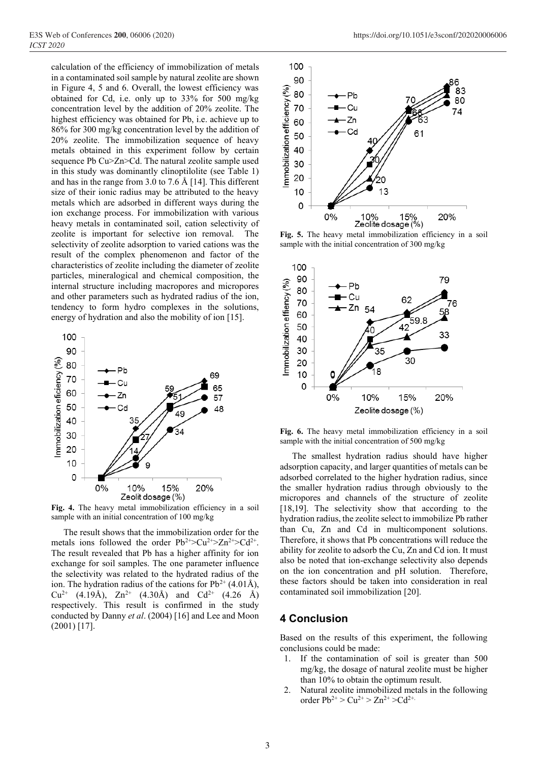calculation of the efficiency of immobilization of metals in a contaminated soil sample by natural zeolite are shown in Figure 4, 5 and 6. Overall, the lowest efficiency was obtained for Cd, i.e. only up to 33% for 500 mg/kg concentration level by the addition of 20% zeolite. The highest efficiency was obtained for Pb, i.e. achieve up to 86% for 300 mg/kg concentration level by the addition of 20% zeolite. The immobilization sequence of heavy metals obtained in this experiment follow by certain sequence Pb Cu>Zn>Cd. The natural zeolite sample used in this study was dominantly clinoptilolite (see Table 1) and has in the range from 3.0 to 7.6 Å [14]. This different size of their ionic radius may be attributed to the heavy metals which are adsorbed in different ways during the ion exchange process. For immobilization with various heavy metals in contaminated soil, cation selectivity of zeolite is important for selective ion removal. The selectivity of zeolite adsorption to varied cations was the result of the complex phenomenon and factor of the characteristics of zeolite including the diameter of zeolite particles, mineralogical and chemical composition, the internal structure including macropores and micropores and other parameters such as hydrated radius of the ion, tendency to form hydro complexes in the solutions, energy of hydration and also the mobility of ion [15].

**Fig. 4.** The heavy metal immobilization efficiency in a soil sample with an initial concentration of 100 mg/kg

The result shows that the immobilization order for the metals ions followed the order $Pb^{2+}$>$Cu^{2+}$>$Zn^{2+}$>$Cd^{2+}$. The result revealed that Pb has a higher affinity for ion exchange for soil samples. The one parameter influence the selectivity was related to the hydrated radius of the ion. The hydration radius of the cations for $Pb^{2+}$ (4.01Å), $Cu^{2+}$ (4.19Å), $Zn^{2+}$ (4.30Å) and $Cd^{2+}$ (4.26 Å) respectively. This result is confirmed in the study conducted by Danny *et al*. (2004) [16] and Lee and Moon (2001) [17].

**Fig. 5.** The heavy metal immobilization efficiency in a soil sample with the initial concentration of 300 mg/kg

**Fig. 6.** The heavy metal immobilization efficiency in a soil sample with the initial concentration of 500 mg/kg

The smallest hydration radius should have higher adsorption capacity, and larger quantities of metals can be adsorbed correlated to the higher hydration radius, since the smaller hydration radius through obviously to the micropores and channels of the structure of zeolite [18,19]. The selectivity show that according to the hydration radius, the zeolite select to immobilize Pb rather than Cu, Zn and Cd in multicomponent solutions. Therefore, it shows that Pb concentrations will reduce the ability for zeolite to adsorb the Cu, Zn and Cd ion. It must also be noted that ion-exchange selectivity also depends on the ion concentration and pH solution. Therefore, these factors should be taken into consideration in real contaminated soil immobilization [20].

## 4 Conclusion

Based on the results of this experiment, the following conclusions could be made:

1. If the contamination of soil is greater than 500 mg/kg, the dosage of natural zeolite must be higher than 10% to obtain the optimum result.
2. Natural zeolite immobilized metals in the following order $Pb^{2+}$ > $Cu^{2+}$ > $Zn^{2+}$ >$Cd^{2+}$.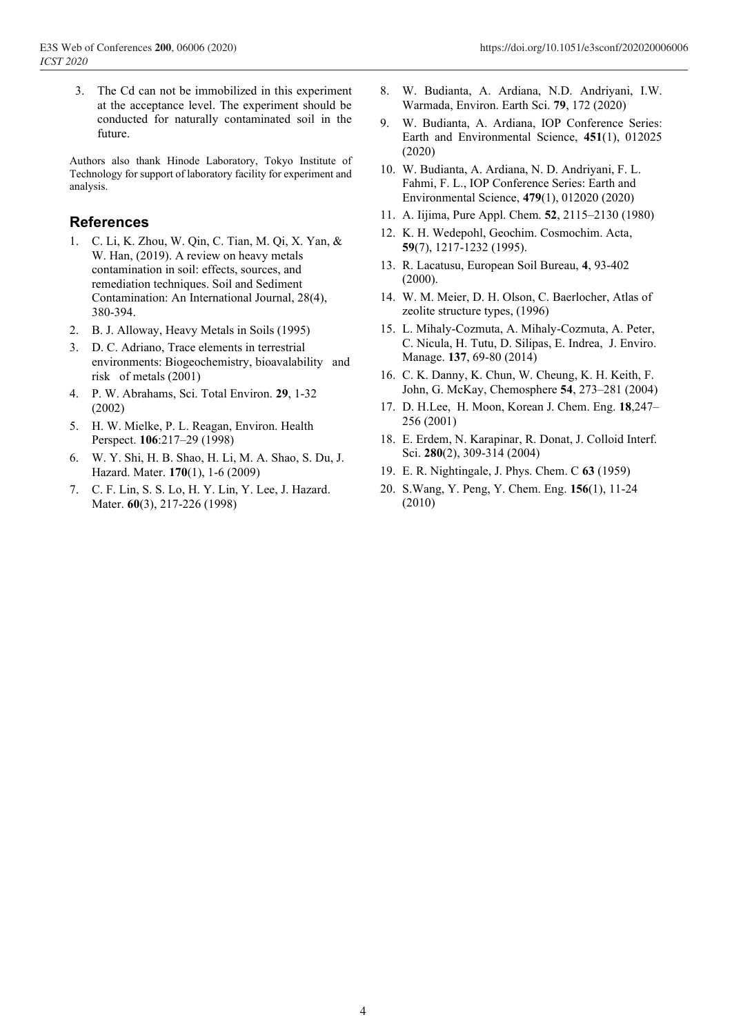3. The Cd can not be immobilized in this experiment at the acceptance level. The experiment should be conducted for naturally contaminated soil in the future.

Authors also thank Hinode Laboratory, Tokyo Institute of Technology for support of laboratory facility for experiment and analysis.

## References

1. C. Li, K. Zhou, W. Qin, C. Tian, M. Qi, X. Yan, & W. Han, (2019). A review on heavy metals contamination in soil: effects, sources, and remediation techniques. Soil and Sediment Contamination: An International Journal, 28(4), 380-394.
2. B. J. Alloway, Heavy Metals in Soils (1995)
3. D. C. Adriano, Trace elements in terrestrial environments: Biogeochemistry, bioavalability and risk of metals (2001)
4. P. W. Abrahams, Sci. Total Environ. **29**, 1-32 (2002)
5. H. W. Mielke, P. L. Reagan, Environ. Health Perspect. **106**:217–29 (1998)
6. W. Y. Shi, H. B. Shao, H. Li, M. A. Shao, S. Du, J. Hazard. Mater. **170**(1), 1-6 (2009)
7. C. F. Lin, S. S. Lo, H. Y. Lin, Y. Lee, J. Hazard. Mater. **60**(3), 217-226 (1998)
8. W. Budianta, A. Ardiana, N.D. Andriyani, I.W. Warmada, Environ. Earth Sci. **79**, 172 (2020)
9. W. Budianta, A. Ardiana, IOP Conference Series: Earth and Environmental Science, **451**(1), 012025 (2020)
10. W. Budianta, A. Ardiana, N. D. Andriyani, F. L. Fahmi, F. L., IOP Conference Series: Earth and Environmental Science, **479**(1), 012020 (2020)
11. A. Iijima, Pure Appl. Chem. **52**, 2115–2130 (1980)
12. K. H. Wedepohl, Geochim. Cosmochim. Acta, **59**(7), 1217-1232 (1995).
13. R. Lacatusu, European Soil Bureau, **4**, 93-402 (2000).
14. W. M. Meier, D. H. Olson, C. Baerlocher, Atlas of zeolite structure types, (1996)
15. L. Mihaly-Cozmuta, A. Mihaly-Cozmuta, A. Peter, C. Nicula, H. Tutu, D. Silipas, E. Indrea, J. Enviro. Manage. **137**, 69-80 (2014)
16. C. K. Danny, K. Chun, W. Cheung, K. H. Keith, F. John, G. McKay, Chemosphere **54**, 273–281 (2004)
17. D. H.Lee, H. Moon, Korean J. Chem. Eng. **18**,247–256 (2001)
18. E. Erdem, N. Karapinar, R. Donat, J. Colloid Interf. Sci. **280**(2), 309-314 (2004)
19. E. R. Nightingale, J. Phys. Chem. C **63** (1959)
20. S.Wang, Y. Peng, Y. Chem. Eng. **156**(1), 11-24 (2010)